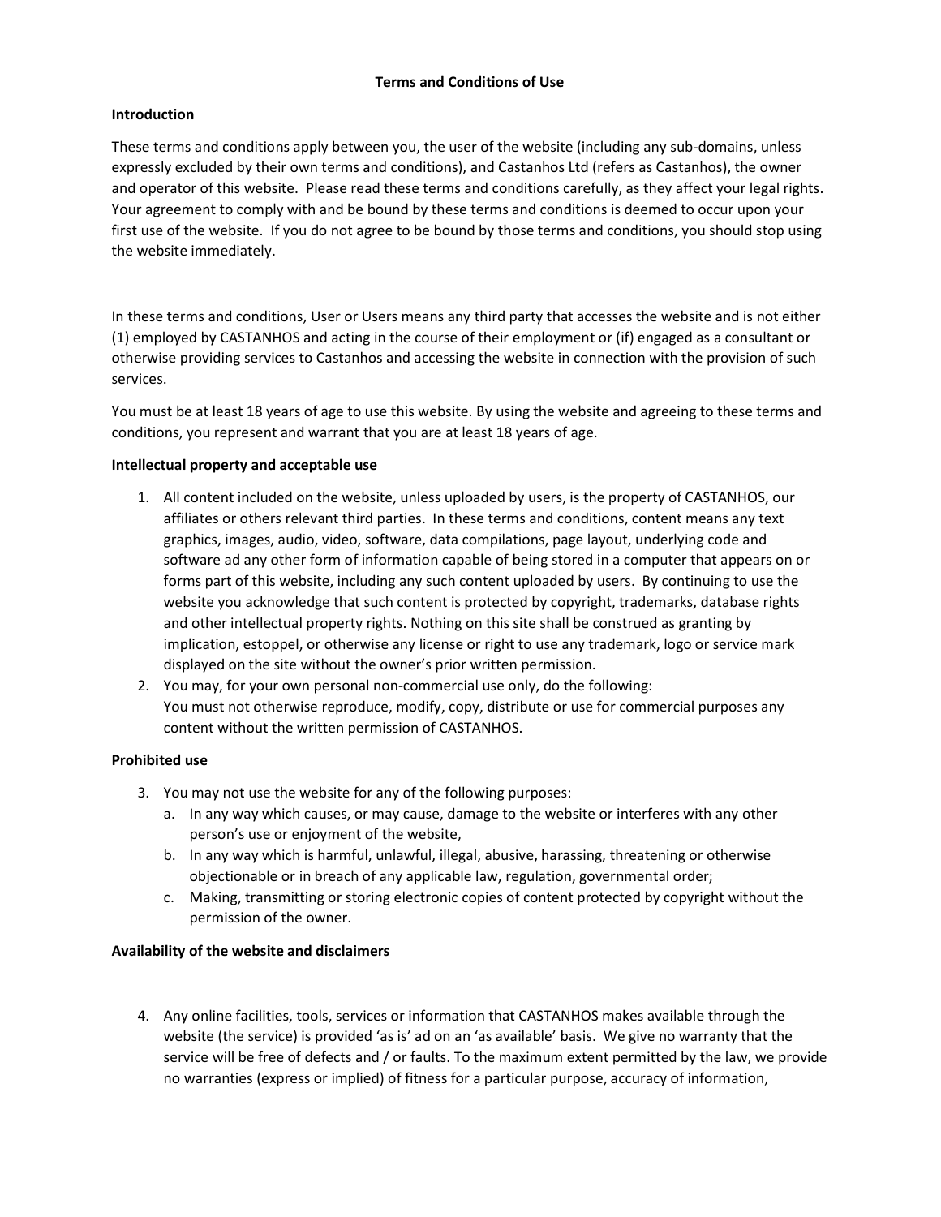**Terms and Conditions of Use**

**Introduction**

These terms and conditions apply between you, the user of the website (including any sub-domains, unless expressly excluded by their own terms and conditions), and Castanhos Ltd (refers as Castanhos), the owner and operator of this website. Please read these terms and conditions carefully, as they affect your legal rights. Your agreement to comply with and be bound by these terms and conditions is deemed to occur upon your first use of the website. If you do not agree to be bound by those terms and conditions, you should stop using the website immediately.

In these terms and conditions, User or Users means any third party that accesses the website and is not either (1) employed by CASTANHOS and acting in the course of their employment or (if) engaged as a consultant or otherwise providing services to Castanhos and accessing the website in connection with the provision of such services.

You must be at least 18 years of age to use this website. By using the website and agreeing to these terms and conditions, you represent and warrant that you are at least 18 years of age.

**Intellectual property and acceptable use**

1. All content included on the website, unless uploaded by users, is the property of CASTANHOS, our affiliates or others relevant third parties. In these terms and conditions, content means any text graphics, images, audio, video, software, data compilations, page layout, underlying code and software ad any other form of information capable of being stored in a computer that appears on or forms part of this website, including any such content uploaded by users. By continuing to use the website you acknowledge that such content is protected by copyright, trademarks, database rights and other intellectual property rights. Nothing on this site shall be construed as granting by implication, estoppel, or otherwise any license or right to use any trademark, logo or service mark displayed on the site without the owner's prior written permission.
2. You may, for your own personal non-commercial use only, do the following:
   You must not otherwise reproduce, modify, copy, distribute or use for commercial purposes any content without the written permission of CASTANHOS.

**Prohibited use**

3. You may not use the website for any of the following purposes:
   a. In any way which causes, or may cause, damage to the website or interferes with any other person's use or enjoyment of the website,
   b. In any way which is harmful, unlawful, illegal, abusive, harassing, threatening or otherwise objectionable or in breach of any applicable law, regulation, governmental order;
   c. Making, transmitting or storing electronic copies of content protected by copyright without the permission of the owner.

**Availability of the website and disclaimers**

4. Any online facilities, tools, services or information that CASTANHOS makes available through the website (the service) is provided 'as is' ad on an 'as available' basis. We give no warranty that the service will be free of defects and / or faults. To the maximum extent permitted by the law, we provide no warranties (express or implied) of fitness for a particular purpose, accuracy of information,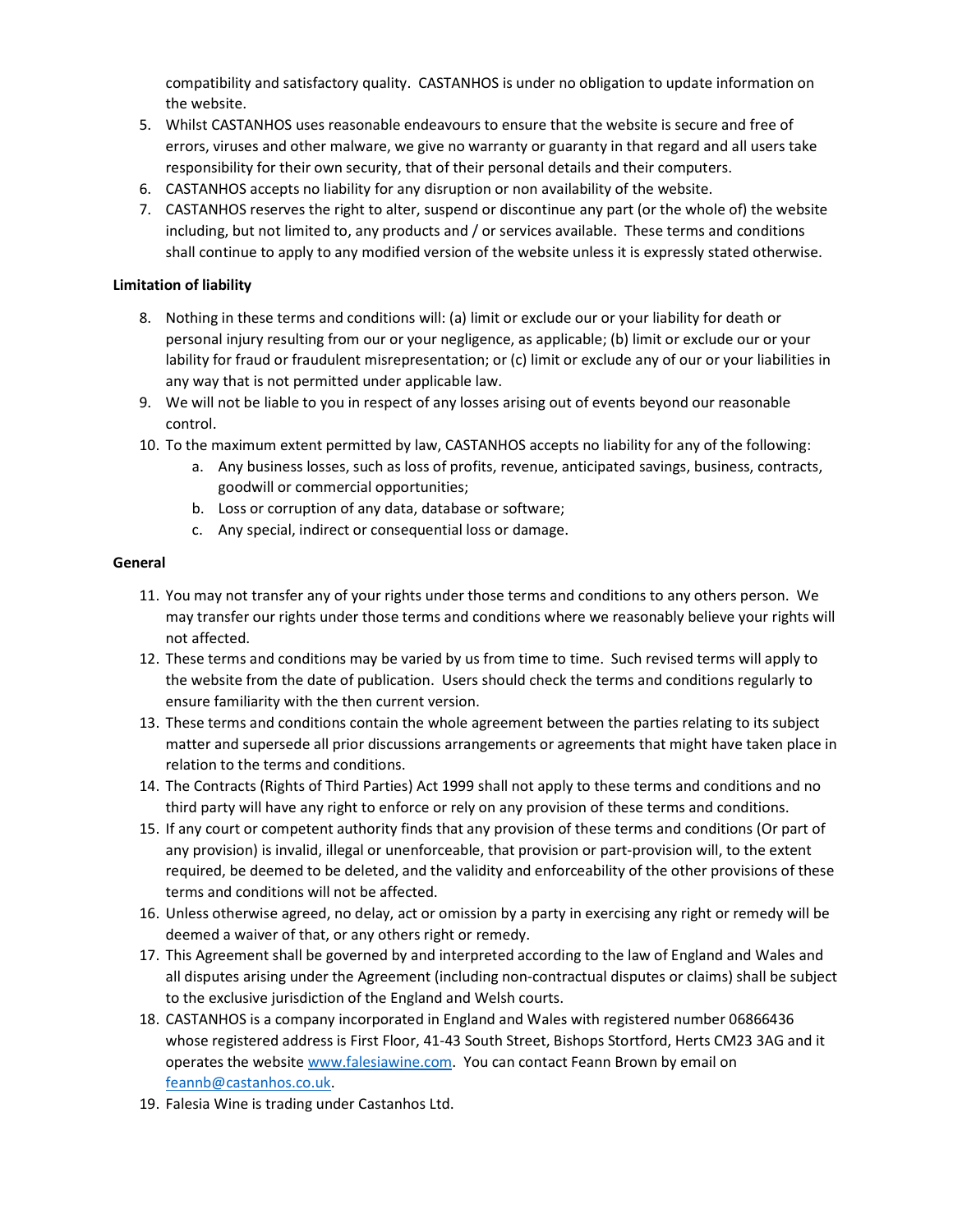compatibility and satisfactory quality. CASTANHOS is under no obligation to update information on the website.

5. Whilst CASTANHOS uses reasonable endeavours to ensure that the website is secure and free of errors, viruses and other malware, we give no warranty or guaranty in that regard and all users take responsibility for their own security, that of their personal details and their computers.
6. CASTANHOS accepts no liability for any disruption or non availability of the website.
7. CASTANHOS reserves the right to alter, suspend or discontinue any part (or the whole of) the website including, but not limited to, any products and / or services available. These terms and conditions shall continue to apply to any modified version of the website unless it is expressly stated otherwise.

**Limitation of liability**

8. Nothing in these terms and conditions will: (a) limit or exclude our or your liability for death or personal injury resulting from our or your negligence, as applicable; (b) limit or exclude our or your lability for fraud or fraudulent misrepresentation; or (c) limit or exclude any of our or your liabilities in any way that is not permitted under applicable law.
9. We will not be liable to you in respect of any losses arising out of events beyond our reasonable control.
10. To the maximum extent permitted by law, CASTANHOS accepts no liability for any of the following:
    a. Any business losses, such as loss of profits, revenue, anticipated savings, business, contracts, goodwill or commercial opportunities;
    b. Loss or corruption of any data, database or software;
    c. Any special, indirect or consequential loss or damage.

**General**

11. You may not transfer any of your rights under those terms and conditions to any others person. We may transfer our rights under those terms and conditions where we reasonably believe your rights will not affected.
12. These terms and conditions may be varied by us from time to time. Such revised terms will apply to the website from the date of publication. Users should check the terms and conditions regularly to ensure familiarity with the then current version.
13. These terms and conditions contain the whole agreement between the parties relating to its subject matter and supersede all prior discussions arrangements or agreements that might have taken place in relation to the terms and conditions.
14. The Contracts (Rights of Third Parties) Act 1999 shall not apply to these terms and conditions and no third party will have any right to enforce or rely on any provision of these terms and conditions.
15. If any court or competent authority finds that any provision of these terms and conditions (Or part of any provision) is invalid, illegal or unenforceable, that provision or part-provision will, to the extent required, be deemed to be deleted, and the validity and enforceability of the other provisions of these terms and conditions will not be affected.
16. Unless otherwise agreed, no delay, act or omission by a party in exercising any right or remedy will be deemed a waiver of that, or any others right or remedy.
17. This Agreement shall be governed by and interpreted according to the law of England and Wales and all disputes arising under the Agreement (including non-contractual disputes or claims) shall be subject to the exclusive jurisdiction of the England and Welsh courts.
18. CASTANHOS is a company incorporated in England and Wales with registered number 06866436 whose registered address is First Floor, 41-43 South Street, Bishops Stortford, Herts CM23 3AG and it operates the website [www.falesiawine.com](www.falesiawine.com). You can contact Feann Brown by email on [feannb@castanhos.co.uk](mailto:feannb@castanhos.co.uk).
19. Falesia Wine is trading under Castanhos Ltd.